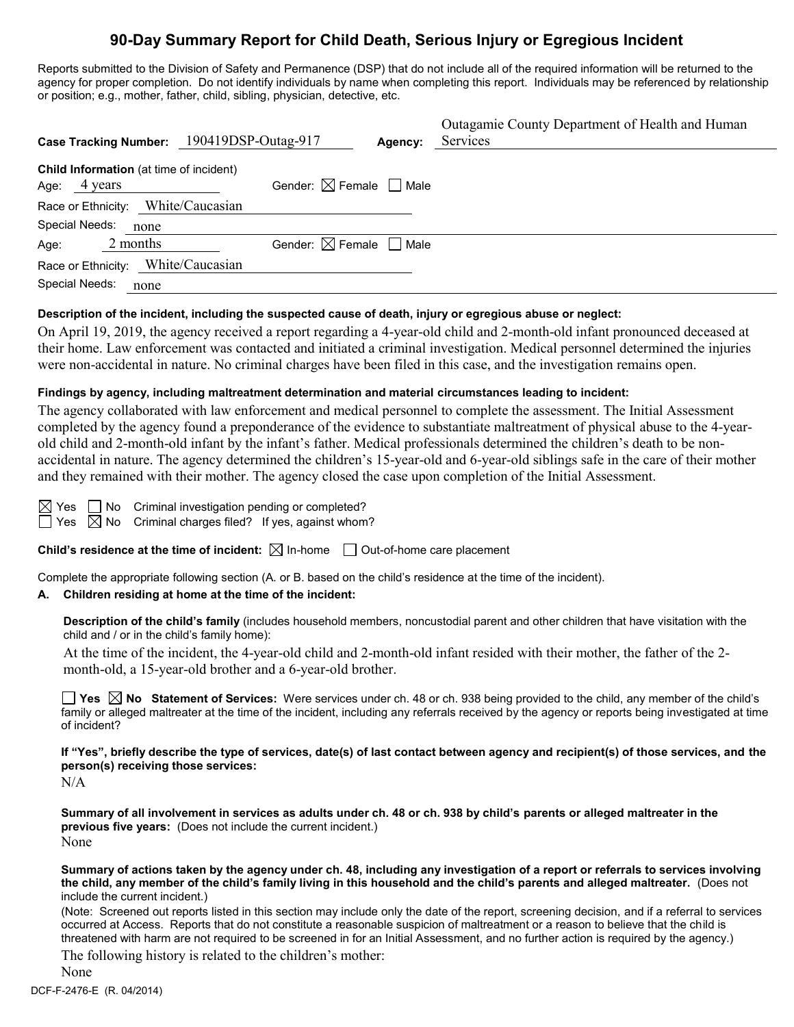# 90-Day Summary Report for Child Death, Serious Injury or Egregious Incident

Reports submitted to the Division of Safety and Permanence (DSP) that do not include all of the required information will be returned to the agency for proper completion. Do not identify individuals by name when completing this report. Individuals may be referenced by relationship or position; e.g., mother, father, child, sibling, physician, detective, etc.

**Case Tracking Number:** 190419DSP-Outag-917 **Agency:** Outagamie County Department of Health and Human Services

**Child Information** (at time of incident)

Age: 4 years Gender: ☒ Female ☐ Male

Race or Ethnicity: White/Caucasian

Special Needs: none

Age: 2 months Gender: ☒ Female ☐ Male

Race or Ethnicity: White/Caucasian

Special Needs: none

**Description of the incident, including the suspected cause of death, injury or egregious abuse or neglect:**

On April 19, 2019, the agency received a report regarding a 4-year-old child and 2-month-old infant pronounced deceased at their home. Law enforcement was contacted and initiated a criminal investigation. Medical personnel determined the injuries were non-accidental in nature. No criminal charges have been filed in this case, and the investigation remains open.

**Findings by agency, including maltreatment determination and material circumstances leading to incident:**

The agency collaborated with law enforcement and medical personnel to complete the assessment. The Initial Assessment completed by the agency found a preponderance of the evidence to substantiate maltreatment of physical abuse to the 4-year-old child and 2-month-old infant by the infant's father. Medical professionals determined the children's death to be non-accidental in nature. The agency determined the children's 15-year-old and 6-year-old siblings safe in the care of their mother and they remained with their mother. The agency closed the case upon completion of the Initial Assessment.

☒ Yes ☐ No Criminal investigation pending or completed?

☐ Yes ☒ No Criminal charges filed? If yes, against whom?

**Child's residence at the time of incident:** ☒ In-home ☐ Out-of-home care placement

Complete the appropriate following section (A. or B. based on the child's residence at the time of the incident).

**A. Children residing at home at the time of the incident:**

**Description of the child's family** (includes household members, noncustodial parent and other children that have visitation with the child and / or in the child's family home):

At the time of the incident, the 4-year-old child and 2-month-old infant resided with their mother, the father of the 2-month-old, a 15-year-old brother and a 6-year-old brother.

☐ **Yes** ☒ **No** **Statement of Services:** Were services under ch. 48 or ch. 938 being provided to the child, any member of the child's family or alleged maltreater at the time of the incident, including any referrals received by the agency or reports being investigated at time of incident?

**If "Yes", briefly describe the type of services, date(s) of last contact between agency and recipient(s) of those services, and the person(s) receiving those services:**

N/A

**Summary of all involvement in services as adults under ch. 48 or ch. 938 by child's parents or alleged maltreater in the previous five years:** (Does not include the current incident.)

None

**Summary of actions taken by the agency under ch. 48, including any investigation of a report or referrals to services involving the child, any member of the child's family living in this household and the child's parents and alleged maltreater.** (Does not include the current incident.)

(Note: Screened out reports listed in this section may include only the date of the report, screening decision, and if a referral to services occurred at Access. Reports that do not constitute a reasonable suspicion of maltreatment or a reason to believe that the child is threatened with harm are not required to be screened in for an Initial Assessment, and no further action is required by the agency.)

The following history is related to the children's mother:

None

DCF-F-2476-E (R. 04/2014)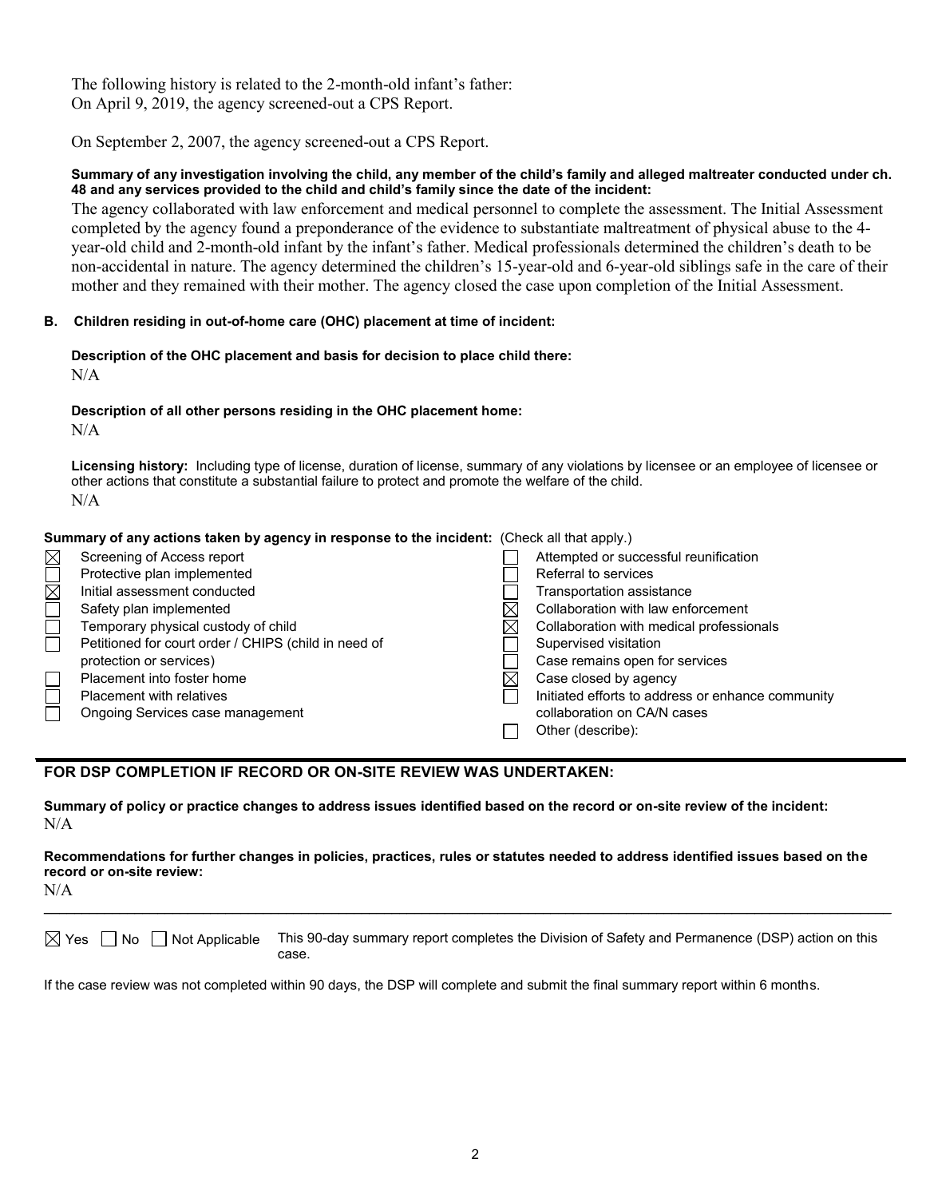The following history is related to the 2-month-old infant's father:
On April 9, 2019, the agency screened-out a CPS Report.

On September 2, 2007, the agency screened-out a CPS Report.

**Summary of any investigation involving the child, any member of the child's family and alleged maltreater conducted under ch. 48 and any services provided to the child and child's family since the date of the incident:**

The agency collaborated with law enforcement and medical personnel to complete the assessment. The Initial Assessment completed by the agency found a preponderance of the evidence to substantiate maltreatment of physical abuse to the 4-year-old child and 2-month-old infant by the infant's father. Medical professionals determined the children's death to be non-accidental in nature. The agency determined the children's 15-year-old and 6-year-old siblings safe in the care of their mother and they remained with their mother. The agency closed the case upon completion of the Initial Assessment.

**B. Children residing in out-of-home care (OHC) placement at time of incident:**

**Description of the OHC placement and basis for decision to place child there:**
N/A

**Description of all other persons residing in the OHC placement home:**
N/A

**Licensing history:** Including type of license, duration of license, summary of any violations by licensee or an employee of licensee or other actions that constitute a substantial failure to protect and promote the welfare of the child.
N/A

**Summary of any actions taken by agency in response to the incident:** (Check all that apply.)

- ☒ Screening of Access report
- ☐ Protective plan implemented
- ☒ Initial assessment conducted
- ☐ Safety plan implemented
- ☐ Temporary physical custody of child
- ☐ Petitioned for court order / CHIPS (child in need of protection or services)
- ☐ Placement into foster home
- ☐ Placement with relatives
- ☐ Ongoing Services case management
- ☐ Attempted or successful reunification
- ☐ Referral to services
- ☐ Transportation assistance
- ☒ Collaboration with law enforcement
- ☒ Collaboration with medical professionals
- ☐ Supervised visitation
- ☐ Case remains open for services
- ☒ Case closed by agency
- ☐ Initiated efforts to address or enhance community collaboration on CA/N cases
- ☐ Other (describe):

## FOR DSP COMPLETION IF RECORD OR ON-SITE REVIEW WAS UNDERTAKEN:

**Summary of policy or practice changes to address issues identified based on the record or on-site review of the incident:**
N/A

**Recommendations for further changes in policies, practices, rules or statutes needed to address identified issues based on the record or on-site review:**
N/A

---

☒ Yes ☐ No ☐ Not Applicable This 90-day summary report completes the Division of Safety and Permanence (DSP) action on this case.

If the case review was not completed within 90 days, the DSP will complete and submit the final summary report within 6 months.